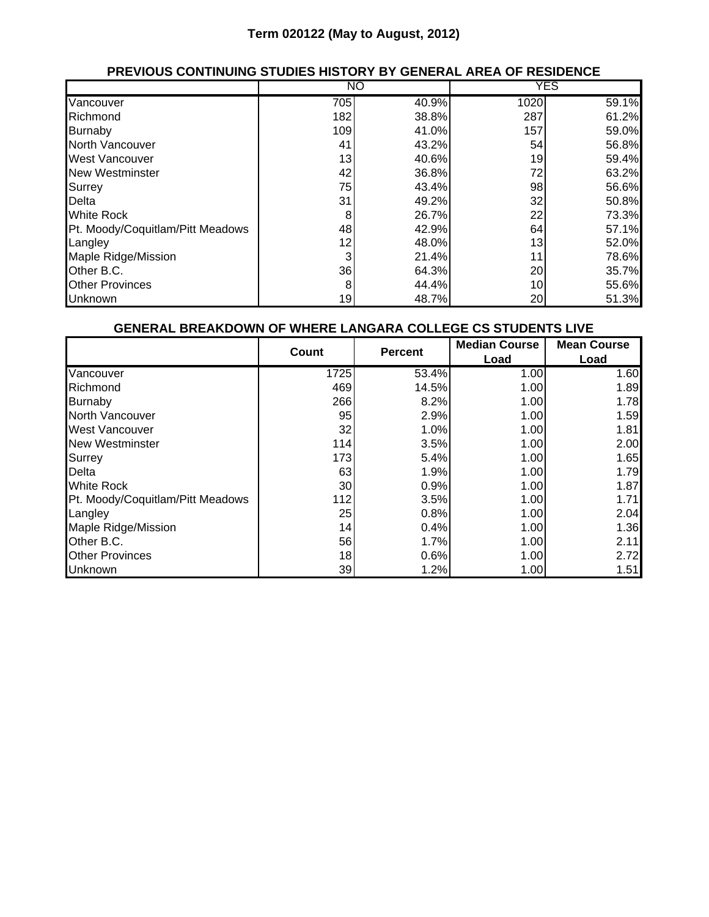## Term 020122 (May to August, 2012)

### PREVIOUS CONTINUING STUDIES HISTORY BY GENERAL AREA OF RESIDENCE

| | NO | | YES | |
|---|---|---|---|---|
| Vancouver | 705 | 40.9% | 1020 | 59.1% |
| Richmond | 182 | 38.8% | 287 | 61.2% |
| Burnaby | 109 | 41.0% | 157 | 59.0% |
| North Vancouver | 41 | 43.2% | 54 | 56.8% |
| West Vancouver | 13 | 40.6% | 19 | 59.4% |
| New Westminster | 42 | 36.8% | 72 | 63.2% |
| Surrey | 75 | 43.4% | 98 | 56.6% |
| Delta | 31 | 49.2% | 32 | 50.8% |
| White Rock | 8 | 26.7% | 22 | 73.3% |
| Pt. Moody/Coquitlam/Pitt Meadows | 48 | 42.9% | 64 | 57.1% |
| Langley | 12 | 48.0% | 13 | 52.0% |
| Maple Ridge/Mission | 3 | 21.4% | 11 | 78.6% |
| Other B.C. | 36 | 64.3% | 20 | 35.7% |
| Other Provinces | 8 | 44.4% | 10 | 55.6% |
| Unknown | 19 | 48.7% | 20 | 51.3% |

### GENERAL BREAKDOWN OF WHERE LANGARA COLLEGE CS STUDENTS LIVE

| | Count | Percent | Median Course Load | Mean Course Load |
|---|---|---|---|---|
| Vancouver | 1725 | 53.4% | 1.00 | 1.60 |
| Richmond | 469 | 14.5% | 1.00 | 1.89 |
| Burnaby | 266 | 8.2% | 1.00 | 1.78 |
| North Vancouver | 95 | 2.9% | 1.00 | 1.59 |
| West Vancouver | 32 | 1.0% | 1.00 | 1.81 |
| New Westminster | 114 | 3.5% | 1.00 | 2.00 |
| Surrey | 173 | 5.4% | 1.00 | 1.65 |
| Delta | 63 | 1.9% | 1.00 | 1.79 |
| White Rock | 30 | 0.9% | 1.00 | 1.87 |
| Pt. Moody/Coquitlam/Pitt Meadows | 112 | 3.5% | 1.00 | 1.71 |
| Langley | 25 | 0.8% | 1.00 | 2.04 |
| Maple Ridge/Mission | 14 | 0.4% | 1.00 | 1.36 |
| Other B.C. | 56 | 1.7% | 1.00 | 2.11 |
| Other Provinces | 18 | 0.6% | 1.00 | 2.72 |
| Unknown | 39 | 1.2% | 1.00 | 1.51 |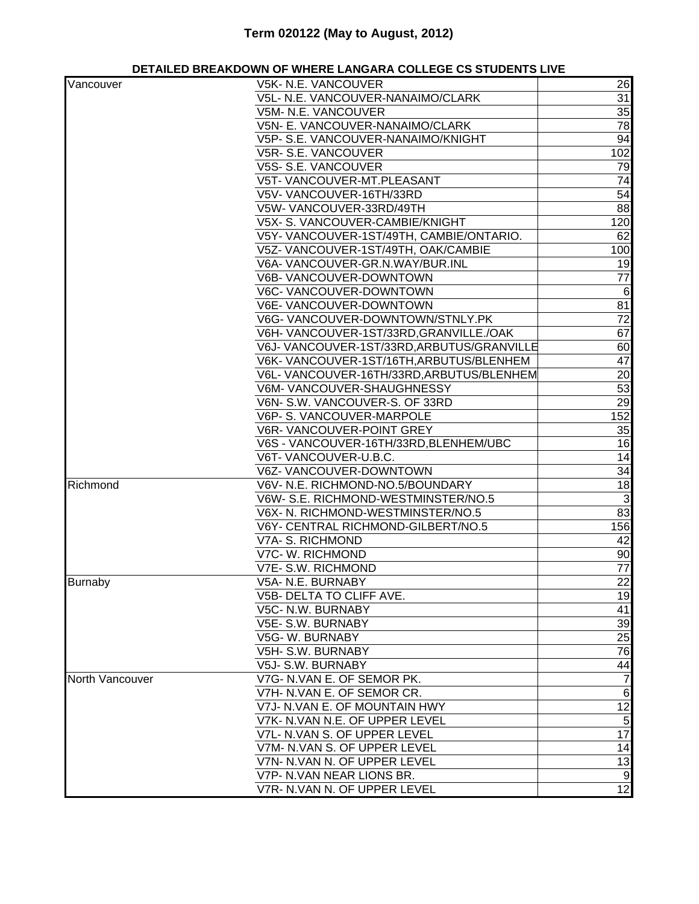# Term 020122 (May to August, 2012)

**DETAILED BREAKDOWN OF WHERE LANGARA COLLEGE CS STUDENTS LIVE**

| | | |
|---|---|---|
| Vancouver | V5K- N.E. VANCOUVER | 26 |
| | V5L- N.E. VANCOUVER-NANAIMO/CLARK | 31 |
| | V5M- N.E. VANCOUVER | 35 |
| | V5N- E. VANCOUVER-NANAIMO/CLARK | 78 |
| | V5P- S.E. VANCOUVER-NANAIMO/KNIGHT | 94 |
| | V5R- S.E. VANCOUVER | 102 |
| | V5S- S.E. VANCOUVER | 79 |
| | V5T- VANCOUVER-MT.PLEASANT | 74 |
| | V5V- VANCOUVER-16TH/33RD | 54 |
| | V5W- VANCOUVER-33RD/49TH | 88 |
| | V5X- S. VANCOUVER-CAMBIE/KNIGHT | 120 |
| | V5Y- VANCOUVER-1ST/49TH, CAMBIE/ONTARIO. | 62 |
| | V5Z- VANCOUVER-1ST/49TH, OAK/CAMBIE | 100 |
| | V6A- VANCOUVER-GR.N.WAY/BUR.INL | 19 |
| | V6B- VANCOUVER-DOWNTOWN | 77 |
| | V6C- VANCOUVER-DOWNTOWN | 6 |
| | V6E- VANCOUVER-DOWNTOWN | 81 |
| | V6G- VANCOUVER-DOWNTOWN/STNLY.PK | 72 |
| | V6H- VANCOUVER-1ST/33RD,GRANVILLE./OAK | 67 |
| | V6J- VANCOUVER-1ST/33RD,ARBUTUS/GRANVILLE | 60 |
| | V6K- VANCOUVER-1ST/16TH,ARBUTUS/BLENHEM | 47 |
| | V6L- VANCOUVER-16TH/33RD,ARBUTUS/BLENHEM | 20 |
| | V6M- VANCOUVER-SHAUGHNESSY | 53 |
| | V6N- S.W. VANCOUVER-S. OF 33RD | 29 |
| | V6P- S. VANCOUVER-MARPOLE | 152 |
| | V6R- VANCOUVER-POINT GREY | 35 |
| | V6S - VANCOUVER-16TH/33RD,BLENHEM/UBC | 16 |
| | V6T- VANCOUVER-U.B.C. | 14 |
| | V6Z- VANCOUVER-DOWNTOWN | 34 |
| Richmond | V6V- N.E. RICHMOND-NO.5/BOUNDARY | 18 |
| | V6W- S.E. RICHMOND-WESTMINSTER/NO.5 | 3 |
| | V6X- N. RICHMOND-WESTMINSTER/NO.5 | 83 |
| | V6Y- CENTRAL RICHMOND-GILBERT/NO.5 | 156 |
| | V7A- S. RICHMOND | 42 |
| | V7C- W. RICHMOND | 90 |
| | V7E- S.W. RICHMOND | 77 |
| Burnaby | V5A- N.E. BURNABY | 22 |
| | V5B- DELTA TO CLIFF AVE. | 19 |
| | V5C- N.W. BURNABY | 41 |
| | V5E- S.W. BURNABY | 39 |
| | V5G- W. BURNABY | 25 |
| | V5H- S.W. BURNABY | 76 |
| | V5J- S.W. BURNABY | 44 |
| North Vancouver | V7G- N.VAN E. OF SEMOR PK. | 7 |
| | V7H- N.VAN E. OF SEMOR CR. | 6 |
| | V7J- N.VAN E. OF MOUNTAIN HWY | 12 |
| | V7K- N.VAN N.E. OF UPPER LEVEL | 5 |
| | V7L- N.VAN S. OF UPPER LEVEL | 17 |
| | V7M- N.VAN S. OF UPPER LEVEL | 14 |
| | V7N- N.VAN N. OF UPPER LEVEL | 13 |
| | V7P- N.VAN NEAR LIONS BR. | 9 |
| | V7R- N.VAN N. OF UPPER LEVEL | 12 |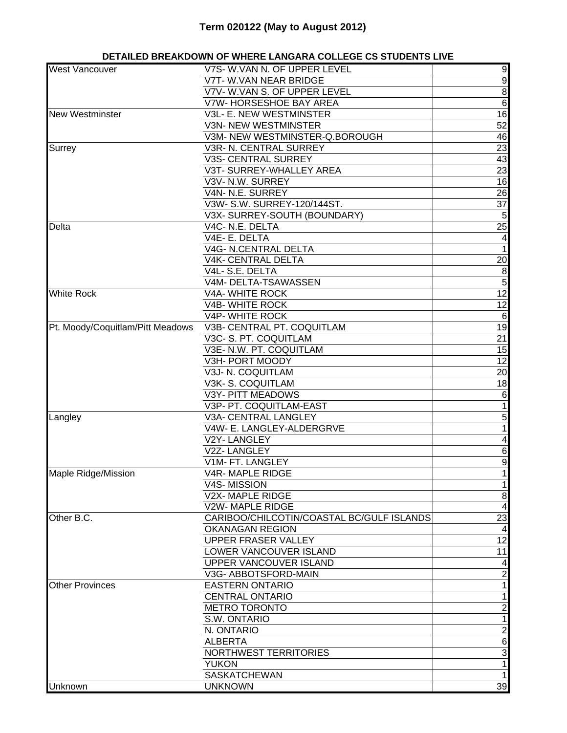# Term 020122 (May to August 2012)

**DETAILED BREAKDOWN OF WHERE LANGARA COLLEGE CS STUDENTS LIVE**

| | | |
|---|---|---|
| West Vancouver | V7S- W.VAN N. OF UPPER LEVEL | 9 |
| | V7T- W.VAN NEAR BRIDGE | 9 |
| | V7V- W.VAN S. OF UPPER LEVEL | 8 |
| | V7W- HORSESHOE BAY AREA | 6 |
| New Westminster | V3L- E. NEW WESTMINSTER | 16 |
| | V3N- NEW WESTMINSTER | 52 |
| | V3M- NEW WESTMINSTER-Q.BOROUGH | 46 |
| Surrey | V3R- N. CENTRAL SURREY | 23 |
| | V3S- CENTRAL SURREY | 43 |
| | V3T- SURREY-WHALLEY AREA | 23 |
| | V3V- N.W. SURREY | 16 |
| | V4N- N.E. SURREY | 26 |
| | V3W- S.W. SURREY-120/144ST. | 37 |
| | V3X- SURREY-SOUTH (BOUNDARY) | 5 |
| Delta | V4C- N.E. DELTA | 25 |
| | V4E- E. DELTA | 4 |
| | V4G- N.CENTRAL DELTA | 1 |
| | V4K- CENTRAL DELTA | 20 |
| | V4L- S.E. DELTA | 8 |
| | V4M- DELTA-TSAWASSEN | 5 |
| White Rock | V4A- WHITE ROCK | 12 |
| | V4B- WHITE ROCK | 12 |
| | V4P- WHITE ROCK | 6 |
| Pt. Moody/Coquitlam/Pitt Meadows | V3B- CENTRAL PT. COQUITLAM | 19 |
| | V3C- S. PT. COQUITLAM | 21 |
| | V3E- N.W. PT. COQUITLAM | 15 |
| | V3H- PORT MOODY | 12 |
| | V3J- N. COQUITLAM | 20 |
| | V3K- S. COQUITLAM | 18 |
| | V3Y- PITT MEADOWS | 6 |
| | V3P- PT. COQUITLAM-EAST | 1 |
| Langley | V3A- CENTRAL LANGLEY | 5 |
| | V4W- E. LANGLEY-ALDERGRVE | 1 |
| | V2Y- LANGLEY | 4 |
| | V2Z- LANGLEY | 6 |
| | V1M- FT. LANGLEY | 9 |
| Maple Ridge/Mission | V4R- MAPLE RIDGE | 1 |
| | V4S- MISSION | 1 |
| | V2X- MAPLE RIDGE | 8 |
| | V2W- MAPLE RIDGE | 4 |
| Other B.C. | CARIBOO/CHILCOTIN/COASTAL BC/GULF ISLANDS | 23 |
| | OKANAGAN REGION | 4 |
| | UPPER FRASER VALLEY | 12 |
| | LOWER VANCOUVER ISLAND | 11 |
| | UPPER VANCOUVER ISLAND | 4 |
| | V3G- ABBOTSFORD-MAIN | 2 |
| Other Provinces | EASTERN ONTARIO | 1 |
| | CENTRAL ONTARIO | 1 |
| | METRO TORONTO | 2 |
| | S.W. ONTARIO | 1 |
| | N. ONTARIO | 2 |
| | ALBERTA | 6 |
| | NORTHWEST TERRITORIES | 3 |
| | YUKON | 1 |
| | SASKATCHEWAN | 1 |
| Unknown | UNKNOWN | 39 |